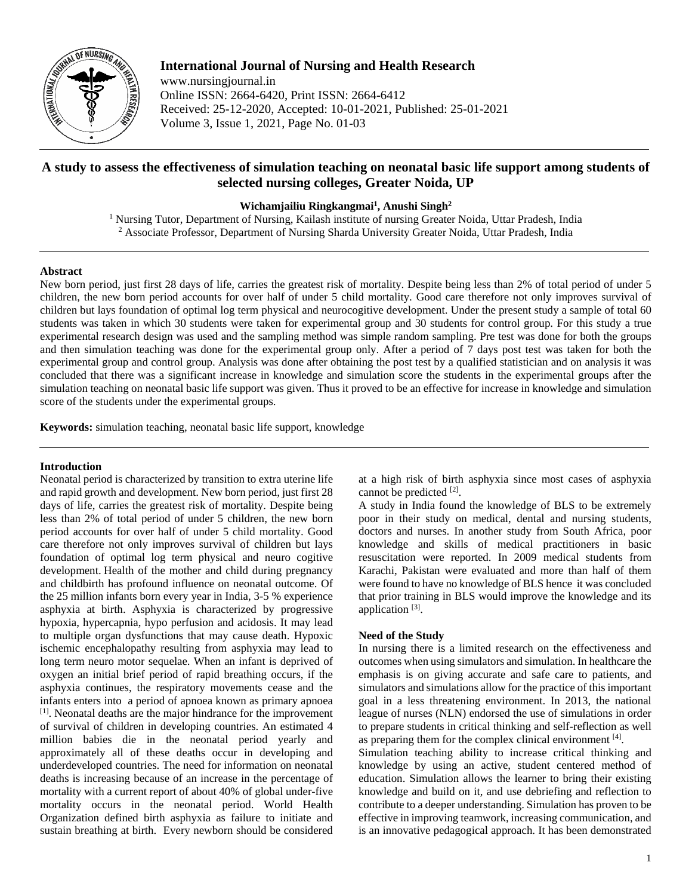# A study to assess the effectiveness of simulation teaching on neonatal basic life support among students of selected nursing colleges, Greater Noida, UP

**Wichamjailiu Ringkangmai[1], Anushi Singh[2]**

[1] Nursing Tutor, Department of Nursing, Kailash institute of nursing Greater Noida, Uttar Pradesh, India
[2] Associate Professor, Department of Nursing Sharda University Greater Noida, Uttar Pradesh, India

## Abstract

New born period, just first 28 days of life, carries the greatest risk of mortality. Despite being less than 2% of total period of under 5 children, the new born period accounts for over half of under 5 child mortality. Good care therefore not only improves survival of children but lays foundation of optimal log term physical and neurocogitive development. Under the present study a sample of total 60 students was taken in which 30 students were taken for experimental group and 30 students for control group. For this study a true experimental research design was used and the sampling method was simple random sampling. Pre test was done for both the groups and then simulation teaching was done for the experimental group only. After a period of 7 days post test was taken for both the experimental group and control group. Analysis was done after obtaining the post test by a qualified statistician and on analysis it was concluded that there was a significant increase in knowledge and simulation score the students in the experimental groups after the simulation teaching on neonatal basic life support was given. Thus it proved to be an effective for increase in knowledge and simulation score of the students under the experimental groups.

**Keywords:** simulation teaching, neonatal basic life support, knowledge

## Introduction

Neonatal period is characterized by transition to extra uterine life and rapid growth and development. New born period, just first 28 days of life, carries the greatest risk of mortality. Despite being less than 2% of total period of under 5 children, the new born period accounts for over half of under 5 child mortality. Good care therefore not only improves survival of children but lays foundation of optimal log term physical and neuro cogitive development. Health of the mother and child during pregnancy and childbirth has profound influence on neonatal outcome. Of the 25 million infants born every year in India, 3-5 % experience asphyxia at birth. Asphyxia is characterized by progressive hypoxia, hypercapnia, hypo perfusion and acidosis. It may lead to multiple organ dysfunctions that may cause death. Hypoxic ischemic encephalopathy resulting from asphyxia may lead to long term neuro motor sequelae. When an infant is deprived of oxygen an initial brief period of rapid breathing occurs, if the asphyxia continues, the respiratory movements cease and the infants enters into a period of apnoea known as primary apnoea [1]. Neonatal deaths are the major hindrance for the improvement of survival of children in developing countries. An estimated 4 million babies die in the neonatal period yearly and approximately all of these deaths occur in developing and underdeveloped countries. The need for information on neonatal deaths is increasing because of an increase in the percentage of mortality with a current report of about 40% of global under-five mortality occurs in the neonatal period. World Health Organization defined birth asphyxia as failure to initiate and sustain breathing at birth. Every newborn should be considered at a high risk of birth asphyxia since most cases of asphyxia cannot be predicted [2].

A study in India found the knowledge of BLS to be extremely poor in their study on medical, dental and nursing students, doctors and nurses. In another study from South Africa, poor knowledge and skills of medical practitioners in basic resuscitation were reported. In 2009 medical students from Karachi, Pakistan were evaluated and more than half of them were found to have no knowledge of BLS hence it was concluded that prior training in BLS would improve the knowledge and its application [3].

### Need of the Study

In nursing there is a limited research on the effectiveness and outcomes when using simulators and simulation. In healthcare the emphasis is on giving accurate and safe care to patients, and simulators and simulations allow for the practice of this important goal in a less threatening environment. In 2013, the national league of nurses (NLN) endorsed the use of simulations in order to prepare students in critical thinking and self-reflection as well as preparing them for the complex clinical environment [4].

Simulation teaching ability to increase critical thinking and knowledge by using an active, student centered method of education. Simulation allows the learner to bring their existing knowledge and build on it, and use debriefing and reflection to contribute to a deeper understanding. Simulation has proven to be effective in improving teamwork, increasing communication, and is an innovative pedagogical approach. It has been demonstrated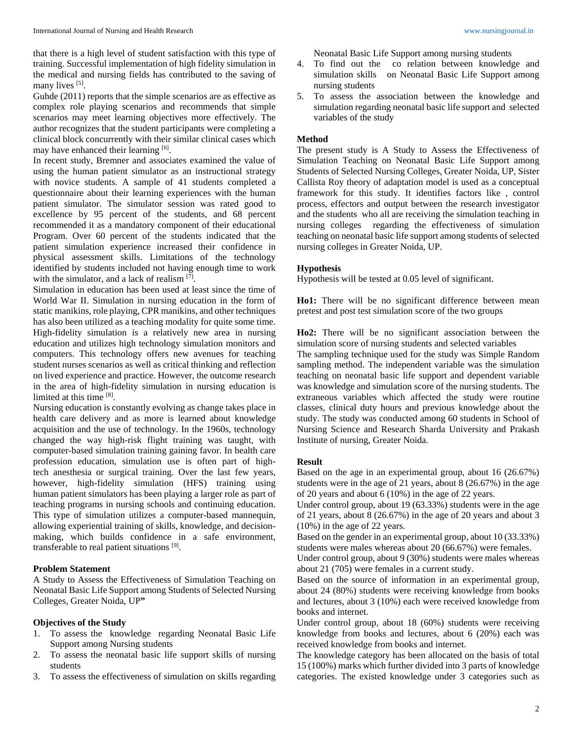that there is a high level of student satisfaction with this type of training. Successful implementation of high fidelity simulation in the medical and nursing fields has contributed to the saving of many lives [5].

Guhde (2011) reports that the simple scenarios are as effective as complex role playing scenarios and recommends that simple scenarios may meet learning objectives more effectively. The author recognizes that the student participants were completing a clinical block concurrently with their similar clinical cases which may have enhanced their learning [6].

In recent study, Bremner and associates examined the value of using the human patient simulator as an instructional strategy with novice students. A sample of 41 students completed a questionnaire about their learning experiences with the human patient simulator. The simulator session was rated good to excellence by 95 percent of the students, and 68 percent recommended it as a mandatory component of their educational Program. Over 60 percent of the students indicated that the patient simulation experience increased their confidence in physical assessment skills. Limitations of the technology identified by students included not having enough time to work with the simulator, and a lack of realism [7].

Simulation in education has been used at least since the time of World War II. Simulation in nursing education in the form of static manikins, role playing, CPR manikins, and other techniques has also been utilized as a teaching modality for quite some time. High-fidelity simulation is a relatively new area in nursing education and utilizes high technology simulation monitors and computers. This technology offers new avenues for teaching student nurses scenarios as well as critical thinking and reflection on lived experience and practice. However, the outcome research in the area of high-fidelity simulation in nursing education is limited at this time [8].

Nursing education is constantly evolving as change takes place in health care delivery and as more is learned about knowledge acquisition and the use of technology. In the 1960s, technology changed the way high-risk flight training was taught, with computer-based simulation training gaining favor. In health care profession education, simulation use is often part of high-tech anesthesia or surgical training. Over the last few years, however, high-fidelity simulation (HFS) training using human patient simulators has been playing a larger role as part of teaching programs in nursing schools and continuing education. This type of simulation utilizes a computer-based mannequin, allowing experiential training of skills, knowledge, and decision-making, which builds confidence in a safe environment, transferable to real patient situations [9].

## Problem Statement

A Study to Assess the Effectiveness of Simulation Teaching on Neonatal Basic Life Support among Students of Selected Nursing Colleges, Greater Noida, UP**”**

## Objectives of the Study

1. To assess the knowledge regarding Neonatal Basic Life Support among Nursing students
2. To assess the neonatal basic life support skills of nursing students
3. To assess the effectiveness of simulation on skills regarding Neonatal Basic Life Support among nursing students
4. To find out the co relation between knowledge and simulation skills on Neonatal Basic Life Support among nursing students
5. To assess the association between the knowledge and simulation regarding neonatal basic life support and selected variables of the study

## Method

The present study is A Study to Assess the Effectiveness of Simulation Teaching on Neonatal Basic Life Support among Students of Selected Nursing Colleges, Greater Noida, UP, Sister Callista Roy theory of adaptation model is used as a conceptual framework for this study. It identifies factors like , control process, effectors and output between the research investigator and the students who all are receiving the simulation teaching in nursing colleges regarding the effectiveness of simulation teaching on neonatal basic life support among students of selected nursing colleges in Greater Noida, UP.

## Hypothesis

Hypothesis will be tested at 0.05 level of significant.

**Ho1:** There will be no significant difference between mean pretest and post test simulation score of the two groups

**Ho2:** There will be no significant association between the simulation score of nursing students and selected variables

The sampling technique used for the study was Simple Random sampling method. The independent variable was the simulation teaching on neonatal basic life support and dependent variable was knowledge and simulation score of the nursing students. The extraneous variables which affected the study were routine classes, clinical duty hours and previous knowledge about the study. The study was conducted among 60 students in School of Nursing Science and Research Sharda University and Prakash Institute of nursing, Greater Noida.

## Result

Based on the age in an experimental group, about 16 (26.67%) students were in the age of 21 years, about 8 (26.67%) in the age of 20 years and about 6 (10%) in the age of 22 years.

Under control group, about 19 (63.33%) students were in the age of 21 years, about 8 (26.67%) in the age of 20 years and about 3 (10%) in the age of 22 years.

Based on the gender in an experimental group, about 10 (33.33%) students were males whereas about 20 (66.67%) were females.

Under control group, about 9 (30%) students were males whereas about 21 (705) were females in a current study.

Based on the source of information in an experimental group, about 24 (80%) students were receiving knowledge from books and lectures, about 3 (10%) each were received knowledge from books and internet.

Under control group, about 18 (60%) students were receiving knowledge from books and lectures, about 6 (20%) each was received knowledge from books and internet.

The knowledge category has been allocated on the basis of total 15 (100%) marks which further divided into 3 parts of knowledge categories. The existed knowledge under 3 categories such as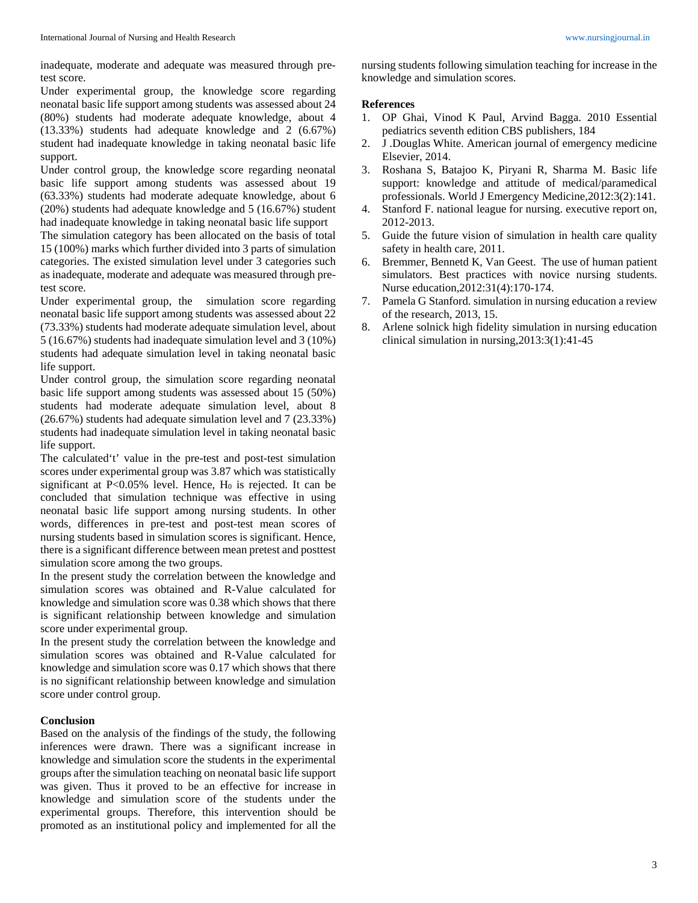inadequate, moderate and adequate was measured through pre-test score.

Under experimental group, the knowledge score regarding neonatal basic life support among students was assessed about 24 (80%) students had moderate adequate knowledge, about 4 (13.33%) students had adequate knowledge and 2 (6.67%) student had inadequate knowledge in taking neonatal basic life support.

Under control group, the knowledge score regarding neonatal basic life support among students was assessed about 19 (63.33%) students had moderate adequate knowledge, about 6 (20%) students had adequate knowledge and 5 (16.67%) student had inadequate knowledge in taking neonatal basic life support

The simulation category has been allocated on the basis of total 15 (100%) marks which further divided into 3 parts of simulation categories. The existed simulation level under 3 categories such as inadequate, moderate and adequate was measured through pre-test score.

Under experimental group, the simulation score regarding neonatal basic life support among students was assessed about 22 (73.33%) students had moderate adequate simulation level, about 5 (16.67%) students had inadequate simulation level and 3 (10%) students had adequate simulation level in taking neonatal basic life support.

Under control group, the simulation score regarding neonatal basic life support among students was assessed about 15 (50%) students had moderate adequate simulation level, about 8 (26.67%) students had adequate simulation level and 7 (23.33%) students had inadequate simulation level in taking neonatal basic life support.

The calculated't' value in the pre-test and post-test simulation scores under experimental group was 3.87 which was statistically significant at P<0.05% level. Hence, $H_0$ is rejected. It can be concluded that simulation technique was effective in using neonatal basic life support among nursing students. In other words, differences in pre-test and post-test mean scores of nursing students based in simulation scores is significant. Hence, there is a significant difference between mean pretest and posttest simulation score among the two groups.

In the present study the correlation between the knowledge and simulation scores was obtained and R-Value calculated for knowledge and simulation score was 0.38 which shows that there is significant relationship between knowledge and simulation score under experimental group.

In the present study the correlation between the knowledge and simulation scores was obtained and R-Value calculated for knowledge and simulation score was 0.17 which shows that there is no significant relationship between knowledge and simulation score under control group.

## Conclusion

Based on the analysis of the findings of the study, the following inferences were drawn. There was a significant increase in knowledge and simulation score the students in the experimental groups after the simulation teaching on neonatal basic life support was given. Thus it proved to be an effective for increase in knowledge and simulation score of the students under the experimental groups. Therefore, this intervention should be promoted as an institutional policy and implemented for all the nursing students following simulation teaching for increase in the knowledge and simulation scores.

## References

1. OP Ghai, Vinod K Paul, Arvind Bagga. 2010 Essential pediatrics seventh edition CBS publishers, 184
2. J .Douglas White. American journal of emergency medicine Elsevier, 2014.
3. Roshana S, Batajoo K, Piryani R, Sharma M. Basic life support: knowledge and attitude of medical/paramedical professionals. World J Emergency Medicine,2012:3(2):141.
4. Stanford F. national league for nursing. executive report on, 2012-2013.
5. Guide the future vision of simulation in health care quality safety in health care, 2011.
6. Bremmer, Bennetd K, Van Geest. The use of human patient simulators. Best practices with novice nursing students. Nurse education,2012:31(4):170-174.
7. Pamela G Stanford. simulation in nursing education a review of the research, 2013, 15.
8. Arlene solnick high fidelity simulation in nursing education clinical simulation in nursing,2013:3(1):41-45